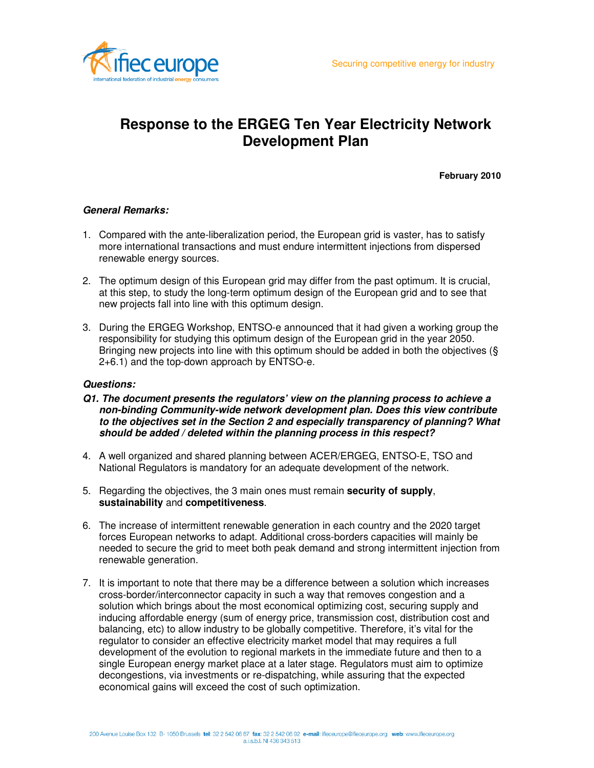ifiec europe
international federation of industrial energy consumers

Securing competitive energy for industry

# Response to the ERGEG Ten Year Electricity Network Development Plan

**February 2010**

***General Remarks:***

1. Compared with the ante-liberalization period, the European grid is vaster, has to satisfy more international transactions and must endure intermittent injections from dispersed renewable energy sources.

2. The optimum design of this European grid may differ from the past optimum. It is crucial, at this step, to study the long-term optimum design of the European grid and to see that new projects fall into line with this optimum design.

3. During the ERGEG Workshop, ENTSO-e announced that it had given a working group the responsibility for studying this optimum design of the European grid in the year 2050. Bringing new projects into line with this optimum should be added in both the objectives (§ 2+6.1) and the top-down approach by ENTSO-e.

***Questions:***

***Q1. The document presents the regulators' view on the planning process to achieve a non-binding Community-wide network development plan. Does this view contribute to the objectives set in the Section 2 and especially transparency of planning? What should be added / deleted within the planning process in this respect?***

4. A well organized and shared planning between ACER/ERGEG, ENTSO-E, TSO and National Regulators is mandatory for an adequate development of the network.

5. Regarding the objectives, the 3 main ones must remain **security of supply**, **sustainability** and **competitiveness**.

6. The increase of intermittent renewable generation in each country and the 2020 target forces European networks to adapt. Additional cross-borders capacities will mainly be needed to secure the grid to meet both peak demand and strong intermittent injection from renewable generation.

7. It is important to note that there may be a difference between a solution which increases cross-border/interconnector capacity in such a way that removes congestion and a solution which brings about the most economical optimizing cost, securing supply and inducing affordable energy (sum of energy price, transmission cost, distribution cost and balancing, etc) to allow industry to be globally competitive. Therefore, it's vital for the regulator to consider an effective electricity market model that may requires a full development of the evolution to regional markets in the immediate future and then to a single European energy market place at a later stage. Regulators must aim to optimize decongestions, via investments or re-dispatching, while assuring that the expected economical gains will exceed the cost of such optimization.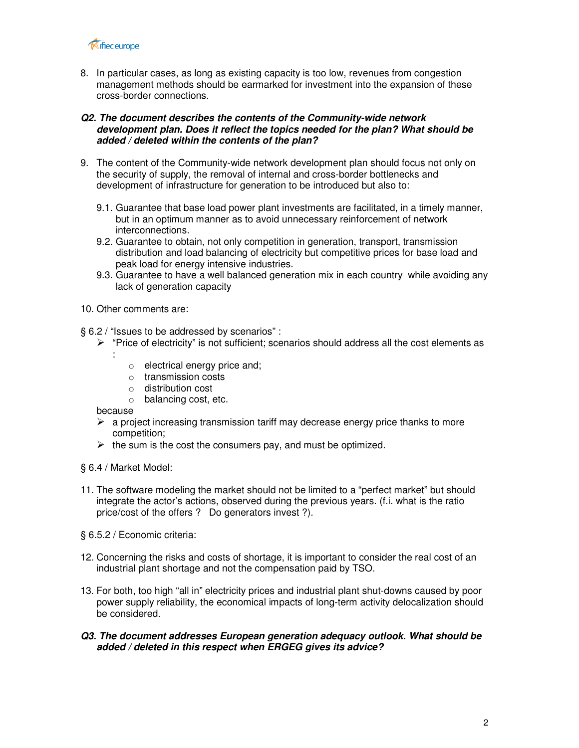8. In particular cases, as long as existing capacity is too low, revenues from congestion management methods should be earmarked for investment into the expansion of these cross-border connections.

***Q2. The document describes the contents of the Community-wide network development plan. Does it reflect the topics needed for the plan? What should be added / deleted within the contents of the plan?***

9. The content of the Community-wide network development plan should focus not only on the security of supply, the removal of internal and cross-border bottlenecks and development of infrastructure for generation to be introduced but also to:

   9.1. Guarantee that base load power plant investments are facilitated, in a timely manner, but in an optimum manner as to avoid unnecessary reinforcement of network interconnections.

   9.2. Guarantee to obtain, not only competition in generation, transport, transmission distribution and load balancing of electricity but competitive prices for base load and peak load for energy intensive industries.

   9.3. Guarantee to have a well balanced generation mix in each country while avoiding any lack of generation capacity

10. Other comments are:

§ 6.2 / "Issues to be addressed by scenarios" :

- "Price of electricity" is not sufficient; scenarios should address all the cost elements as :
  - electrical energy price and;
  - transmission costs
  - distribution cost
  - balancing cost, etc.

because

- a project increasing transmission tariff may decrease energy price thanks to more competition;
- the sum is the cost the consumers pay, and must be optimized.

§ 6.4 / Market Model:

11. The software modeling the market should not be limited to a "perfect market" but should integrate the actor's actions, observed during the previous years. (f.i. what is the ratio price/cost of the offers ? Do generators invest ?).

§ 6.5.2 / Economic criteria:

12. Concerning the risks and costs of shortage, it is important to consider the real cost of an industrial plant shortage and not the compensation paid by TSO.

13. For both, too high "all in" electricity prices and industrial plant shut-downs caused by poor power supply reliability, the economical impacts of long-term activity delocalization should be considered.

***Q3. The document addresses European generation adequacy outlook. What should be added / deleted in this respect when ERGEG gives its advice?***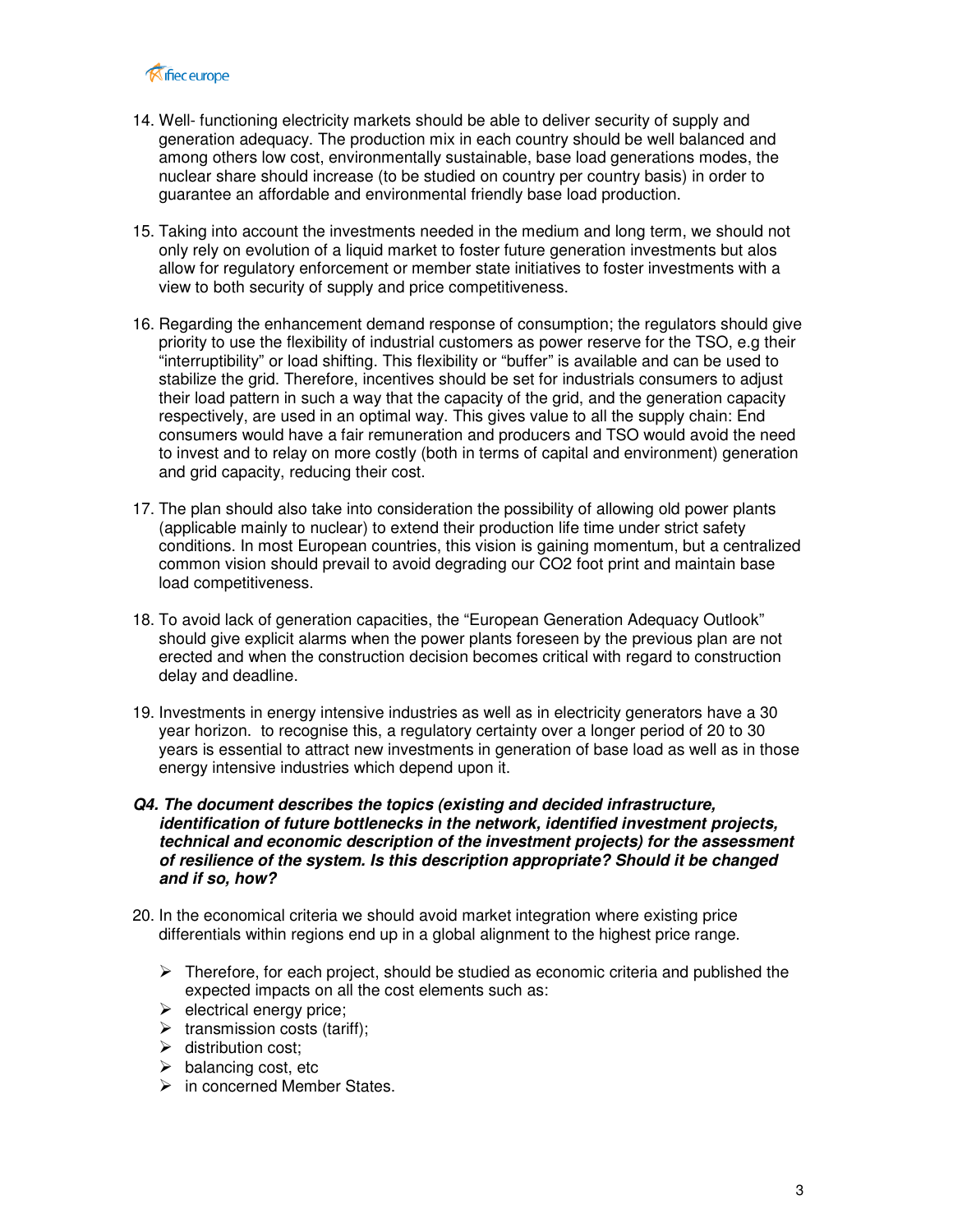14. Well- functioning electricity markets should be able to deliver security of supply and generation adequacy. The production mix in each country should be well balanced and among others low cost, environmentally sustainable, base load generations modes, the nuclear share should increase (to be studied on country per country basis) in order to guarantee an affordable and environmental friendly base load production.

15. Taking into account the investments needed in the medium and long term, we should not only rely on evolution of a liquid market to foster future generation investments but alos allow for regulatory enforcement or member state initiatives to foster investments with a view to both security of supply and price competitiveness.

16. Regarding the enhancement demand response of consumption; the regulators should give priority to use the flexibility of industrial customers as power reserve for the TSO, e.g their "interruptibility" or load shifting. This flexibility or "buffer" is available and can be used to stabilize the grid. Therefore, incentives should be set for industrials consumers to adjust their load pattern in such a way that the capacity of the grid, and the generation capacity respectively, are used in an optimal way. This gives value to all the supply chain: End consumers would have a fair remuneration and producers and TSO would avoid the need to invest and to relay on more costly (both in terms of capital and environment) generation and grid capacity, reducing their cost.

17. The plan should also take into consideration the possibility of allowing old power plants (applicable mainly to nuclear) to extend their production life time under strict safety conditions. In most European countries, this vision is gaining momentum, but a centralized common vision should prevail to avoid degrading our CO2 foot print and maintain base load competitiveness.

18. To avoid lack of generation capacities, the "European Generation Adequacy Outlook" should give explicit alarms when the power plants foreseen by the previous plan are not erected and when the construction decision becomes critical with regard to construction delay and deadline.

19. Investments in energy intensive industries as well as in electricity generators have a 30 year horizon. to recognise this, a regulatory certainty over a longer period of 20 to 30 years is essential to attract new investments in generation of base load as well as in those energy intensive industries which depend upon it.

***Q4. The document describes the topics (existing and decided infrastructure, identification of future bottlenecks in the network, identified investment projects, technical and economic description of the investment projects) for the assessment of resilience of the system. Is this description appropriate? Should it be changed and if so, how?***

20. In the economical criteria we should avoid market integration where existing price differentials within regions end up in a global alignment to the highest price range.

    - Therefore, for each project, should be studied as economic criteria and published the expected impacts on all the cost elements such as:
    - electrical energy price;
    - transmission costs (tariff);
    - distribution cost;
    - balancing cost, etc
    - in concerned Member States.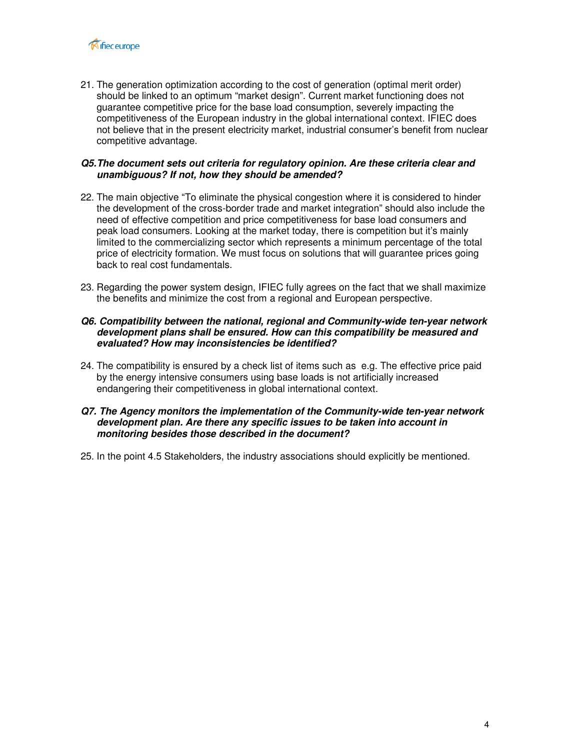21. The generation optimization according to the cost of generation (optimal merit order) should be linked to an optimum "market design". Current market functioning does not guarantee competitive price for the base load consumption, severely impacting the competitiveness of the European industry in the global international context. IFIEC does not believe that in the present electricity market, industrial consumer's benefit from nuclear competitive advantage.

***Q5.The document sets out criteria for regulatory opinion. Are these criteria clear and unambiguous? If not, how they should be amended?***

22. The main objective "To eliminate the physical congestion where it is considered to hinder the development of the cross-border trade and market integration" should also include the need of effective competition and price competitiveness for base load consumers and peak load consumers. Looking at the market today, there is competition but it's mainly limited to the commercializing sector which represents a minimum percentage of the total price of electricity formation. We must focus on solutions that will guarantee prices going back to real cost fundamentals.

23. Regarding the power system design, IFIEC fully agrees on the fact that we shall maximize the benefits and minimize the cost from a regional and European perspective.

***Q6. Compatibility between the national, regional and Community-wide ten-year network development plans shall be ensured. How can this compatibility be measured and evaluated? How may inconsistencies be identified?***

24. The compatibility is ensured by a check list of items such as e.g. The effective price paid by the energy intensive consumers using base loads is not artificially increased endangering their competitiveness in global international context.

***Q7. The Agency monitors the implementation of the Community-wide ten-year network development plan. Are there any specific issues to be taken into account in monitoring besides those described in the document?***

25. In the point 4.5 Stakeholders, the industry associations should explicitly be mentioned.